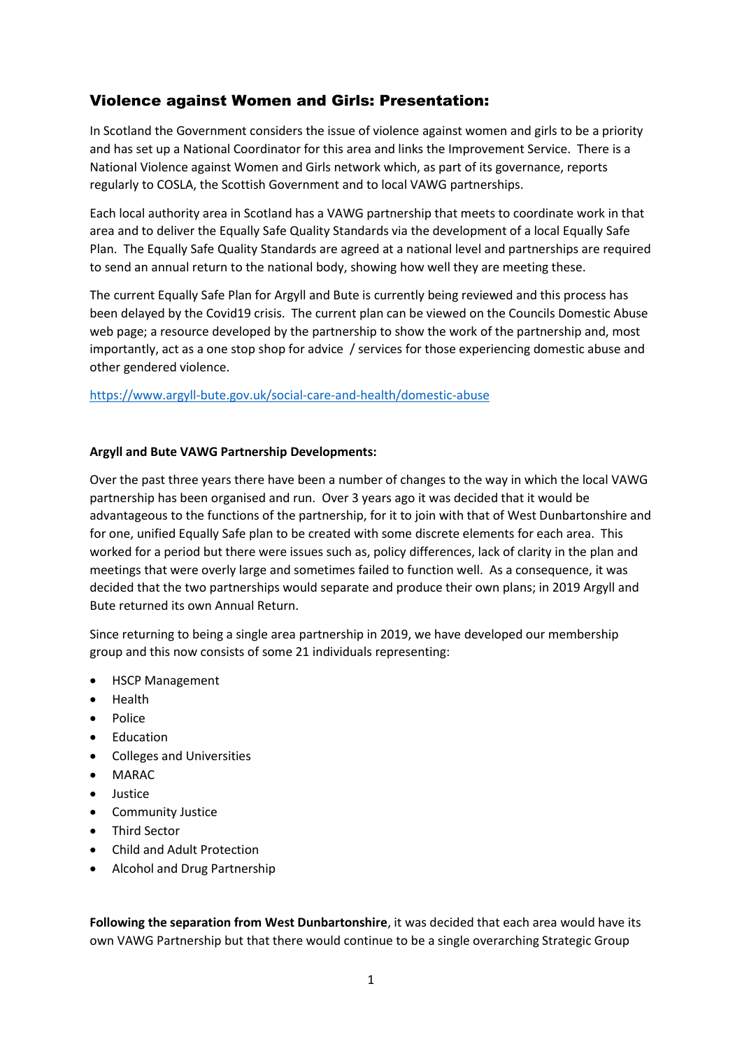## Violence against Women and Girls: Presentation:

In Scotland the Government considers the issue of violence against women and girls to be a priority and has set up a National Coordinator for this area and links the Improvement Service. There is a National Violence against Women and Girls network which, as part of its governance, reports regularly to COSLA, the Scottish Government and to local VAWG partnerships.

Each local authority area in Scotland has a VAWG partnership that meets to coordinate work in that area and to deliver the Equally Safe Quality Standards via the development of a local Equally Safe Plan. The Equally Safe Quality Standards are agreed at a national level and partnerships are required to send an annual return to the national body, showing how well they are meeting these.

The current Equally Safe Plan for Argyll and Bute is currently being reviewed and this process has been delayed by the Covid19 crisis. The current plan can be viewed on the Councils Domestic Abuse web page; a resource developed by the partnership to show the work of the partnership and, most importantly, act as a one stop shop for advice / services for those experiencing domestic abuse and other gendered violence.

https://www.argyll-bute.gov.uk/social-care-and-health/domestic-abuse

**Argyll and Bute VAWG Partnership Developments:**

Over the past three years there have been a number of changes to the way in which the local VAWG partnership has been organised and run. Over 3 years ago it was decided that it would be advantageous to the functions of the partnership, for it to join with that of West Dunbartonshire and for one, unified Equally Safe plan to be created with some discrete elements for each area. This worked for a period but there were issues such as, policy differences, lack of clarity in the plan and meetings that were overly large and sometimes failed to function well. As a consequence, it was decided that the two partnerships would separate and produce their own plans; in 2019 Argyll and Bute returned its own Annual Return.

Since returning to being a single area partnership in 2019, we have developed our membership group and this now consists of some 21 individuals representing:

- HSCP Management
- Health
- Police
- Education
- Colleges and Universities
- MARAC
- Justice
- Community Justice
- Third Sector
- Child and Adult Protection
- Alcohol and Drug Partnership

**Following the separation from West Dunbartonshire**, it was decided that each area would have its own VAWG Partnership but that there would continue to be a single overarching Strategic Group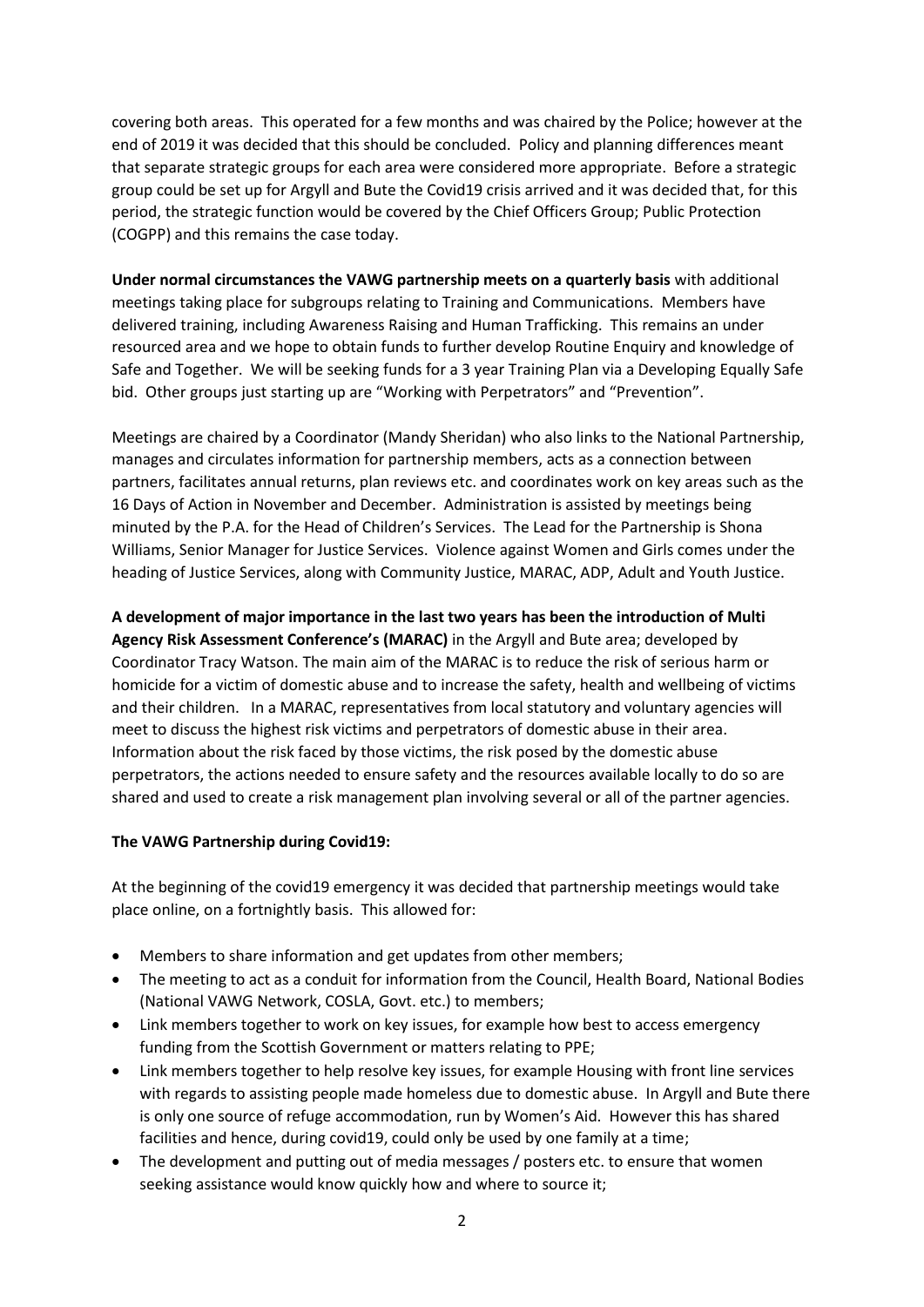covering both areas. This operated for a few months and was chaired by the Police; however at the end of 2019 it was decided that this should be concluded. Policy and planning differences meant that separate strategic groups for each area were considered more appropriate. Before a strategic group could be set up for Argyll and Bute the Covid19 crisis arrived and it was decided that, for this period, the strategic function would be covered by the Chief Officers Group; Public Protection (COGPP) and this remains the case today.

**Under normal circumstances the VAWG partnership meets on a quarterly basis** with additional meetings taking place for subgroups relating to Training and Communications. Members have delivered training, including Awareness Raising and Human Trafficking. This remains an under resourced area and we hope to obtain funds to further develop Routine Enquiry and knowledge of Safe and Together. We will be seeking funds for a 3 year Training Plan via a Developing Equally Safe bid. Other groups just starting up are "Working with Perpetrators" and "Prevention".

Meetings are chaired by a Coordinator (Mandy Sheridan) who also links to the National Partnership, manages and circulates information for partnership members, acts as a connection between partners, facilitates annual returns, plan reviews etc. and coordinates work on key areas such as the 16 Days of Action in November and December. Administration is assisted by meetings being minuted by the P.A. for the Head of Children's Services. The Lead for the Partnership is Shona Williams, Senior Manager for Justice Services. Violence against Women and Girls comes under the heading of Justice Services, along with Community Justice, MARAC, ADP, Adult and Youth Justice.

**A development of major importance in the last two years has been the introduction of Multi Agency Risk Assessment Conference's (MARAC)** in the Argyll and Bute area; developed by Coordinator Tracy Watson. The main aim of the MARAC is to reduce the risk of serious harm or homicide for a victim of domestic abuse and to increase the safety, health and wellbeing of victims and their children. In a MARAC, representatives from local statutory and voluntary agencies will meet to discuss the highest risk victims and perpetrators of domestic abuse in their area. Information about the risk faced by those victims, the risk posed by the domestic abuse perpetrators, the actions needed to ensure safety and the resources available locally to do so are shared and used to create a risk management plan involving several or all of the partner agencies.

**The VAWG Partnership during Covid19:**

At the beginning of the covid19 emergency it was decided that partnership meetings would take place online, on a fortnightly basis. This allowed for:

- Members to share information and get updates from other members;
- The meeting to act as a conduit for information from the Council, Health Board, National Bodies (National VAWG Network, COSLA, Govt. etc.) to members;
- Link members together to work on key issues, for example how best to access emergency funding from the Scottish Government or matters relating to PPE;
- Link members together to help resolve key issues, for example Housing with front line services with regards to assisting people made homeless due to domestic abuse. In Argyll and Bute there is only one source of refuge accommodation, run by Women's Aid. However this has shared facilities and hence, during covid19, could only be used by one family at a time;
- The development and putting out of media messages / posters etc. to ensure that women seeking assistance would know quickly how and where to source it;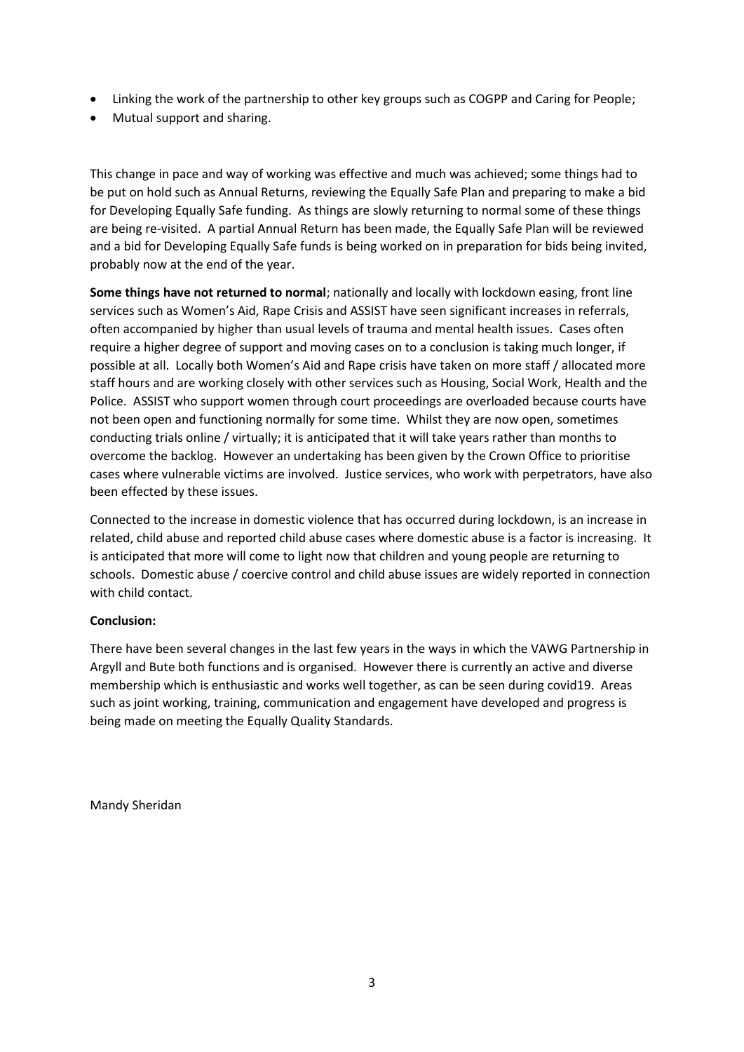- Linking the work of the partnership to other key groups such as COGPP and Caring for People;
- Mutual support and sharing.

This change in pace and way of working was effective and much was achieved; some things had to be put on hold such as Annual Returns, reviewing the Equally Safe Plan and preparing to make a bid for Developing Equally Safe funding. As things are slowly returning to normal some of these things are being re-visited. A partial Annual Return has been made, the Equally Safe Plan will be reviewed and a bid for Developing Equally Safe funds is being worked on in preparation for bids being invited, probably now at the end of the year.

**Some things have not returned to normal**; nationally and locally with lockdown easing, front line services such as Women's Aid, Rape Crisis and ASSIST have seen significant increases in referrals, often accompanied by higher than usual levels of trauma and mental health issues. Cases often require a higher degree of support and moving cases on to a conclusion is taking much longer, if possible at all. Locally both Women's Aid and Rape crisis have taken on more staff / allocated more staff hours and are working closely with other services such as Housing, Social Work, Health and the Police. ASSIST who support women through court proceedings are overloaded because courts have not been open and functioning normally for some time. Whilst they are now open, sometimes conducting trials online / virtually; it is anticipated that it will take years rather than months to overcome the backlog. However an undertaking has been given by the Crown Office to prioritise cases where vulnerable victims are involved. Justice services, who work with perpetrators, have also been effected by these issues.

Connected to the increase in domestic violence that has occurred during lockdown, is an increase in related, child abuse and reported child abuse cases where domestic abuse is a factor is increasing. It is anticipated that more will come to light now that children and young people are returning to schools. Domestic abuse / coercive control and child abuse issues are widely reported in connection with child contact.

**Conclusion:**

There have been several changes in the last few years in the ways in which the VAWG Partnership in Argyll and Bute both functions and is organised. However there is currently an active and diverse membership which is enthusiastic and works well together, as can be seen during covid19. Areas such as joint working, training, communication and engagement have developed and progress is being made on meeting the Equally Quality Standards.

Mandy Sheridan